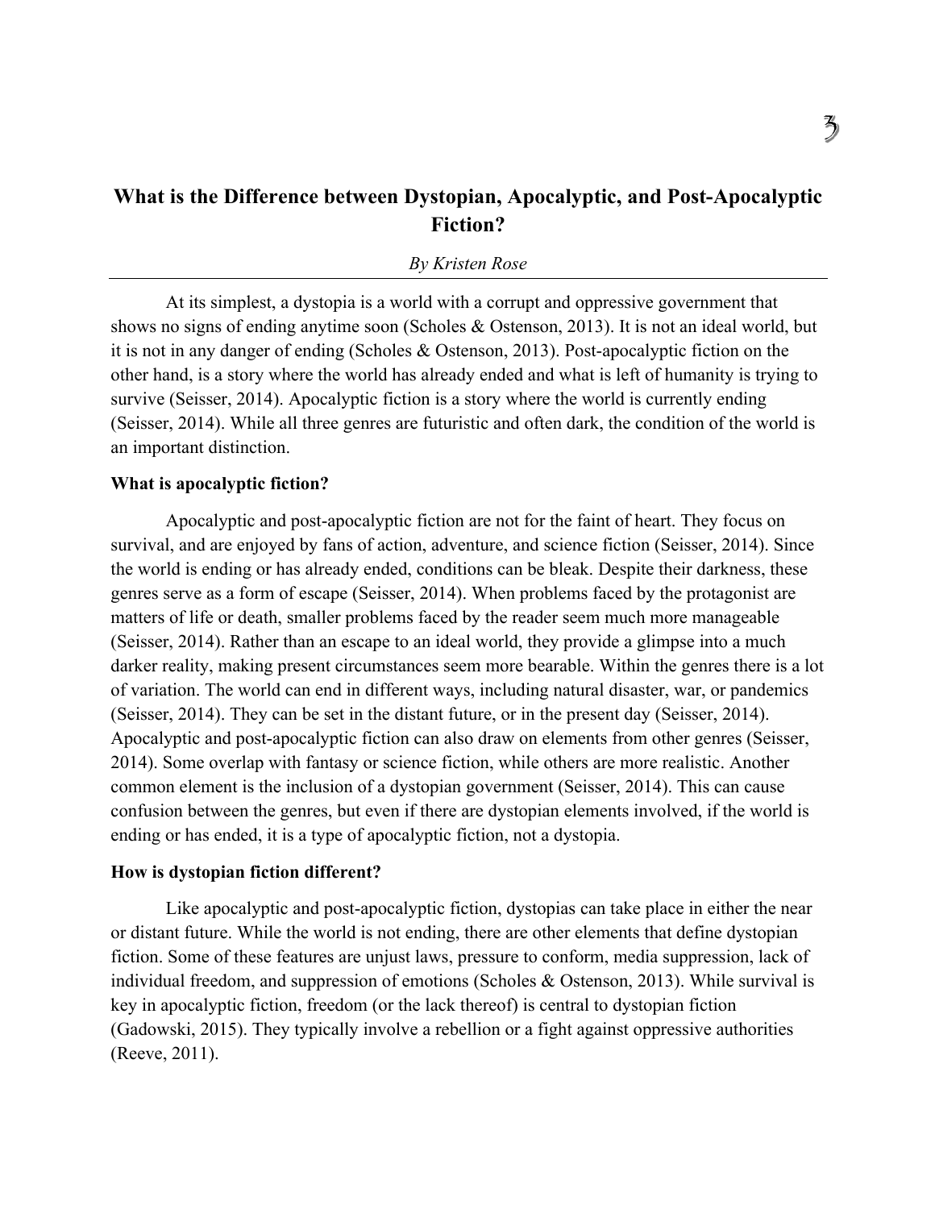# What is the Difference between Dystopian, Apocalyptic, and Post-Apocalyptic Fiction?

*By Kristen Rose*

At its simplest, a dystopia is a world with a corrupt and oppressive government that shows no signs of ending anytime soon (Scholes & Ostenson, 2013). It is not an ideal world, but it is not in any danger of ending (Scholes & Ostenson, 2013). Post-apocalyptic fiction on the other hand, is a story where the world has already ended and what is left of humanity is trying to survive (Seisser, 2014). Apocalyptic fiction is a story where the world is currently ending (Seisser, 2014). While all three genres are futuristic and often dark, the condition of the world is an important distinction.

**What is apocalyptic fiction?**

Apocalyptic and post-apocalyptic fiction are not for the faint of heart. They focus on survival, and are enjoyed by fans of action, adventure, and science fiction (Seisser, 2014). Since the world is ending or has already ended, conditions can be bleak. Despite their darkness, these genres serve as a form of escape (Seisser, 2014). When problems faced by the protagonist are matters of life or death, smaller problems faced by the reader seem much more manageable (Seisser, 2014). Rather than an escape to an ideal world, they provide a glimpse into a much darker reality, making present circumstances seem more bearable. Within the genres there is a lot of variation. The world can end in different ways, including natural disaster, war, or pandemics (Seisser, 2014). They can be set in the distant future, or in the present day (Seisser, 2014). Apocalyptic and post-apocalyptic fiction can also draw on elements from other genres (Seisser, 2014). Some overlap with fantasy or science fiction, while others are more realistic. Another common element is the inclusion of a dystopian government (Seisser, 2014). This can cause confusion between the genres, but even if there are dystopian elements involved, if the world is ending or has ended, it is a type of apocalyptic fiction, not a dystopia.

**How is dystopian fiction different?**

Like apocalyptic and post-apocalyptic fiction, dystopias can take place in either the near or distant future. While the world is not ending, there are other elements that define dystopian fiction. Some of these features are unjust laws, pressure to conform, media suppression, lack of individual freedom, and suppression of emotions (Scholes & Ostenson, 2013). While survival is key in apocalyptic fiction, freedom (or the lack thereof) is central to dystopian fiction (Gadowski, 2015). They typically involve a rebellion or a fight against oppressive authorities (Reeve, 2011).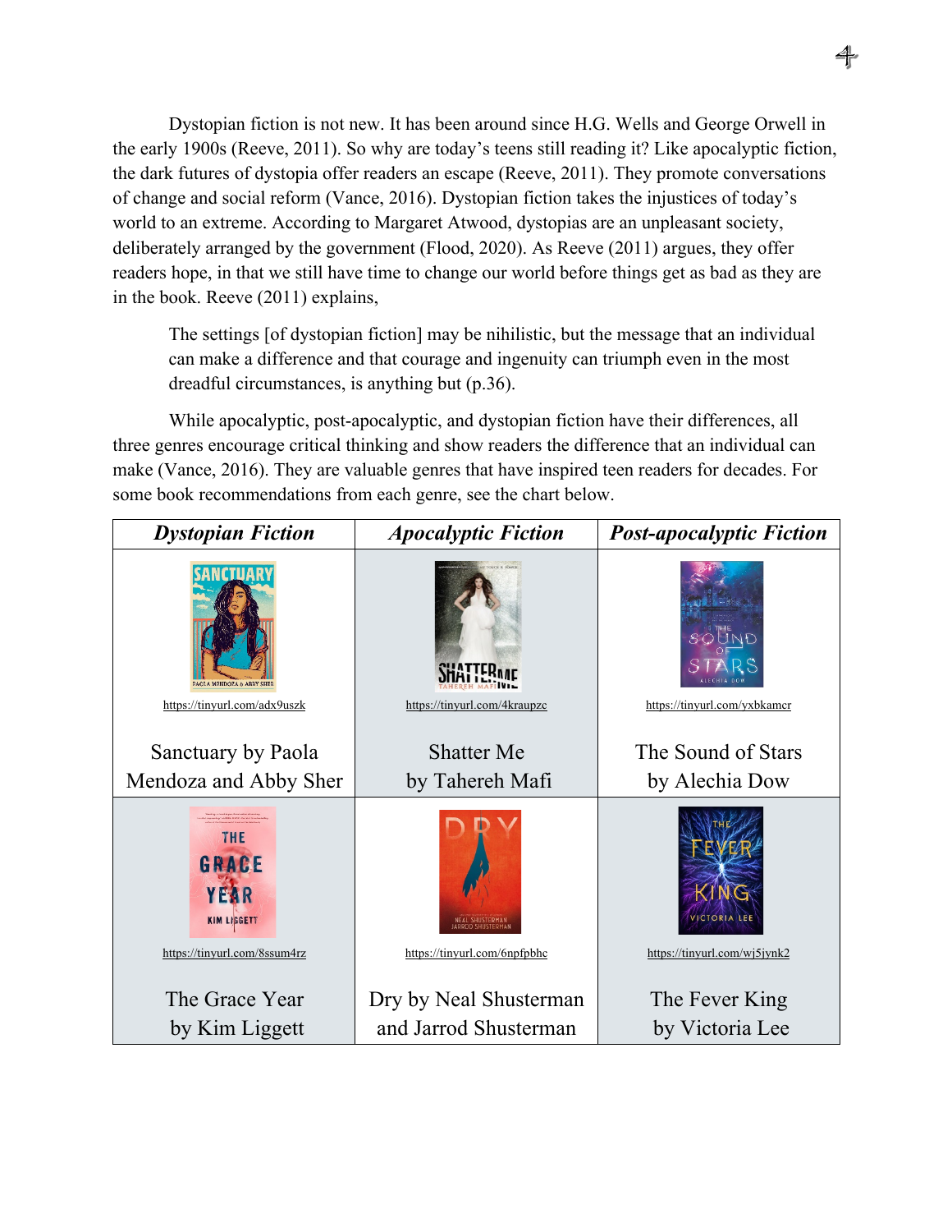Dystopian fiction is not new. It has been around since H.G. Wells and George Orwell in the early 1900s (Reeve, 2011). So why are today's teens still reading it? Like apocalyptic fiction, the dark futures of dystopia offer readers an escape (Reeve, 2011). They promote conversations of change and social reform (Vance, 2016). Dystopian fiction takes the injustices of today's world to an extreme. According to Margaret Atwood, dystopias are an unpleasant society, deliberately arranged by the government (Flood, 2020). As Reeve (2011) argues, they offer readers hope, in that we still have time to change our world before things get as bad as they are in the book. Reeve (2011) explains,

> The settings [of dystopian fiction] may be nihilistic, but the message that an individual can make a difference and that courage and ingenuity can triumph even in the most dreadful circumstances, is anything but (p.36).

While apocalyptic, post-apocalyptic, and dystopian fiction have their differences, all three genres encourage critical thinking and show readers the difference that an individual can make (Vance, 2016). They are valuable genres that have inspired teen readers for decades. For some book recommendations from each genre, see the chart below.

| ***Dystopian Fiction*** | ***Apocalyptic Fiction*** | ***Post-apocalyptic Fiction*** |
| --- | --- | --- |
| https://tinyurl.com/adx9uszk<br><br>Sanctuary by Paola Mendoza and Abby Sher | https://tinyurl.com/4kraupzc<br><br>Shatter Me by Tahereh Mafi | https://tinyurl.com/yxbkamcr<br><br>The Sound of Stars by Alechia Dow |
| https://tinyurl.com/8ssum4rz<br><br>The Grace Year by Kim Liggett | https://tinyurl.com/6npfpbhc<br><br>Dry by Neal Shusterman and Jarrod Shusterman | https://tinyurl.com/wj5jynk2<br><br>The Fever King by Victoria Lee |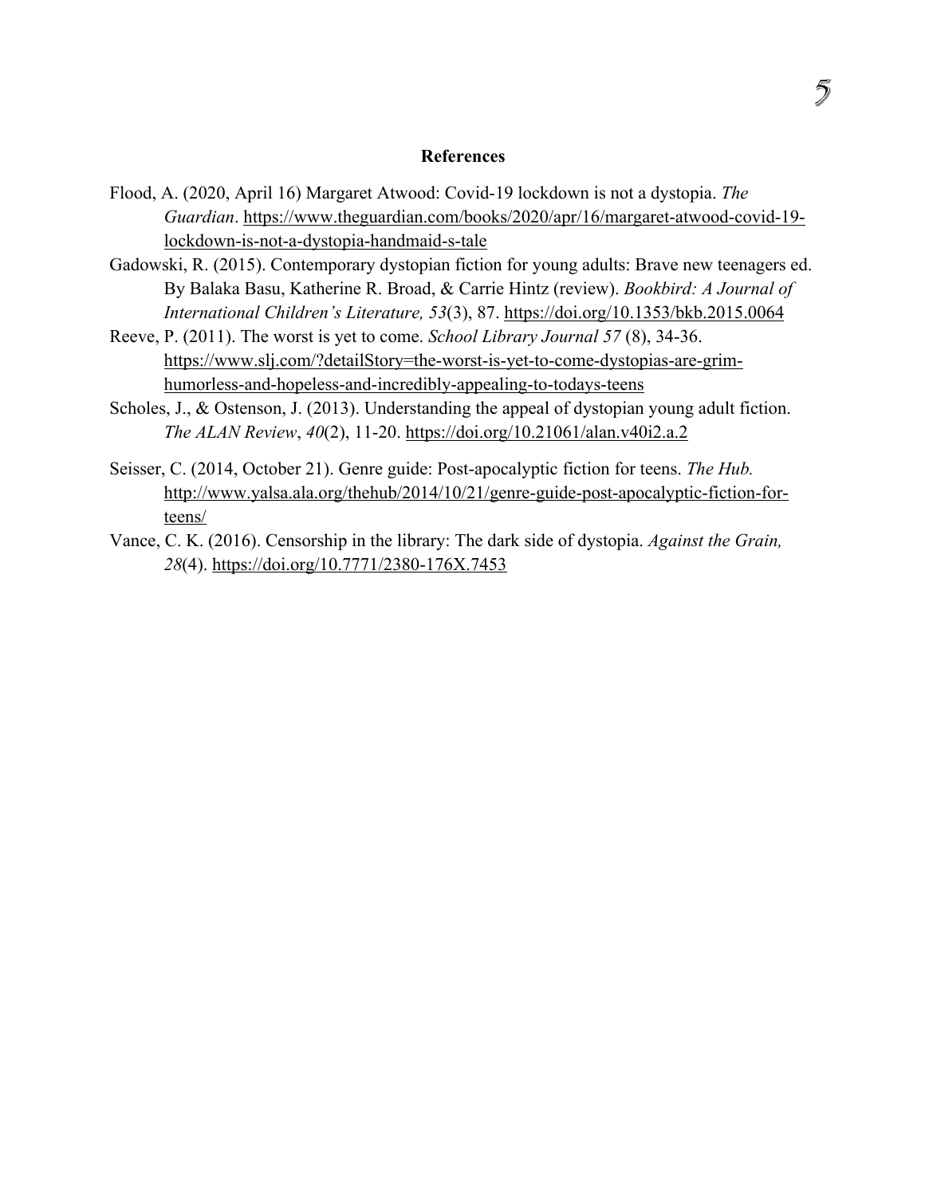**References**

Flood, A. (2020, April 16) Margaret Atwood: Covid-19 lockdown is not a dystopia. *The Guardian*. https://www.theguardian.com/books/2020/apr/16/margaret-atwood-covid-19-lockdown-is-not-a-dystopia-handmaid-s-tale

Gadowski, R. (2015). Contemporary dystopian fiction for young adults: Brave new teenagers ed. By Balaka Basu, Katherine R. Broad, & Carrie Hintz (review). *Bookbird: A Journal of International Children's Literature, 53*(3), 87. https://doi.org/10.1353/bkb.2015.0064

Reeve, P. (2011). The worst is yet to come. *School Library Journal 57* (8), 34-36. https://www.slj.com/?detailStory=the-worst-is-yet-to-come-dystopias-are-grim-humorless-and-hopeless-and-incredibly-appealing-to-todays-teens

Scholes, J., & Ostenson, J. (2013). Understanding the appeal of dystopian young adult fiction. *The ALAN Review*, *40*(2), 11-20. https://doi.org/10.21061/alan.v40i2.a.2

Seisser, C. (2014, October 21). Genre guide: Post-apocalyptic fiction for teens. *The Hub.* http://www.yalsa.ala.org/thehub/2014/10/21/genre-guide-post-apocalyptic-fiction-for-teens/

Vance, C. K. (2016). Censorship in the library: The dark side of dystopia. *Against the Grain, 28*(4). https://doi.org/10.7771/2380-176X.7453